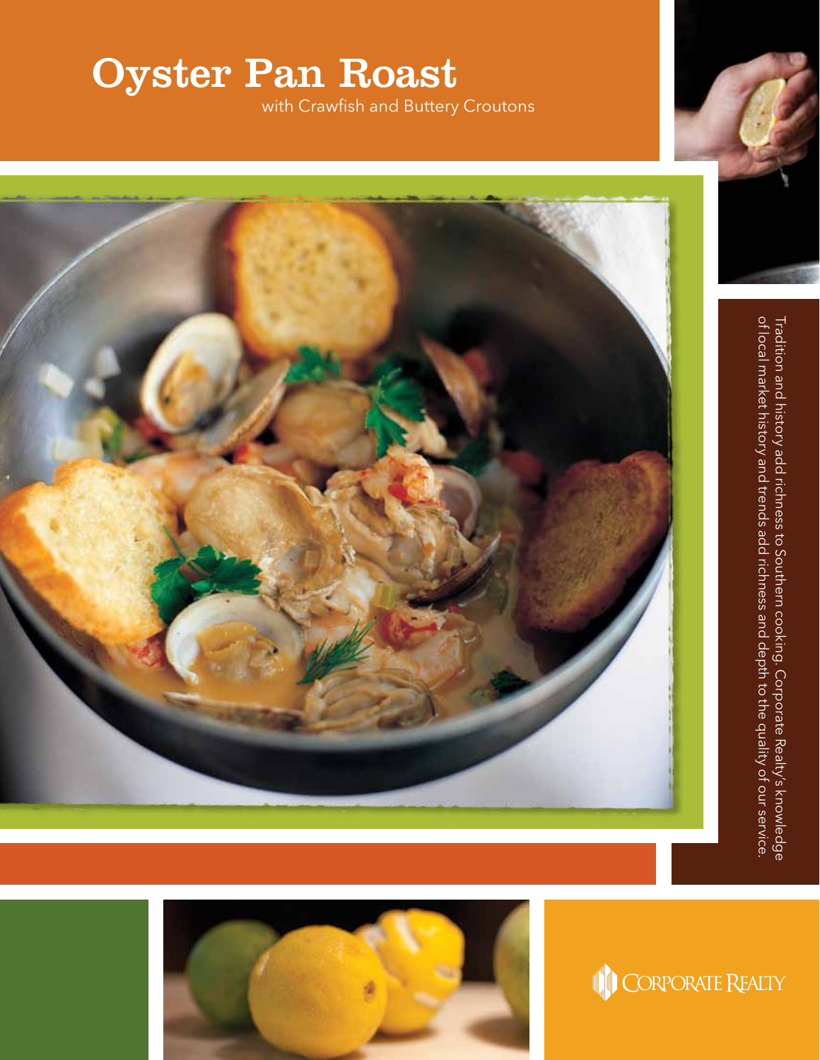# Oyster Pan Roast

with Crawfish and Buttery Croutons

Tradition and history add richness to Southern cooking. Corporate Realty's knowledge of local market history and trends add richness and depth to the quality of our service.

CORPORATE REALTY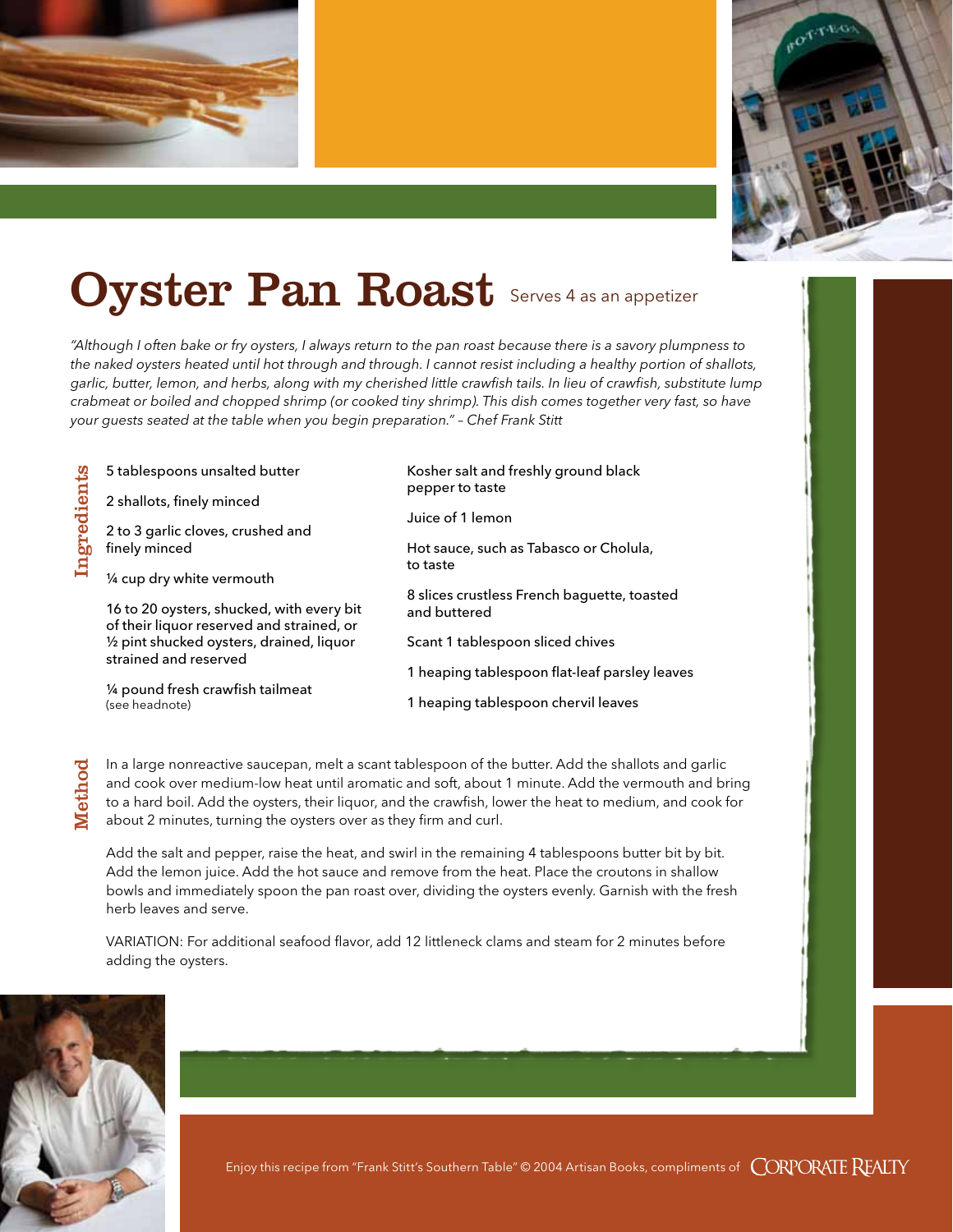# Oyster Pan Roast

Serves 4 as an appetizer

*"Although I often bake or fry oysters, I always return to the pan roast because there is a savory plumpness to the naked oysters heated until hot through and through. I cannot resist including a healthy portion of shallots, garlic, butter, lemon, and herbs, along with my cherished little crawfish tails. In lieu of crawfish, substitute lump crabmeat or boiled and chopped shrimp (or cooked tiny shrimp). This dish comes together very fast, so have your guests seated at the table when you begin preparation." – Chef Frank Stitt*

## Ingredients

- 5 tablespoons unsalted butter
- 2 shallots, finely minced
- 2 to 3 garlic cloves, crushed and finely minced
- ¼ cup dry white vermouth
- 16 to 20 oysters, shucked, with every bit of their liquor reserved and strained, or ½ pint shucked oysters, drained, liquor strained and reserved
- ¼ pound fresh crawfish tailmeat (see headnote)
- Kosher salt and freshly ground black pepper to taste
- Juice of 1 lemon
- Hot sauce, such as Tabasco or Cholula, to taste
- 8 slices crustless French baguette, toasted and buttered
- Scant 1 tablespoon sliced chives
- 1 heaping tablespoon flat-leaf parsley leaves
- 1 heaping tablespoon chervil leaves

## Method

In a large nonreactive saucepan, melt a scant tablespoon of the butter. Add the shallots and garlic and cook over medium-low heat until aromatic and soft, about 1 minute. Add the vermouth and bring to a hard boil. Add the oysters, their liquor, and the crawfish, lower the heat to medium, and cook for about 2 minutes, turning the oysters over as they firm and curl.

Add the salt and pepper, raise the heat, and swirl in the remaining 4 tablespoons butter bit by bit. Add the lemon juice. Add the hot sauce and remove from the heat. Place the croutons in shallow bowls and immediately spoon the pan roast over, dividing the oysters evenly. Garnish with the fresh herb leaves and serve.

VARIATION: For additional seafood flavor, add 12 littleneck clams and steam for 2 minutes before adding the oysters.

Enjoy this recipe from "Frank Stitt's Southern Table" © 2004 Artisan Books, compliments of CORPORATE REALTY